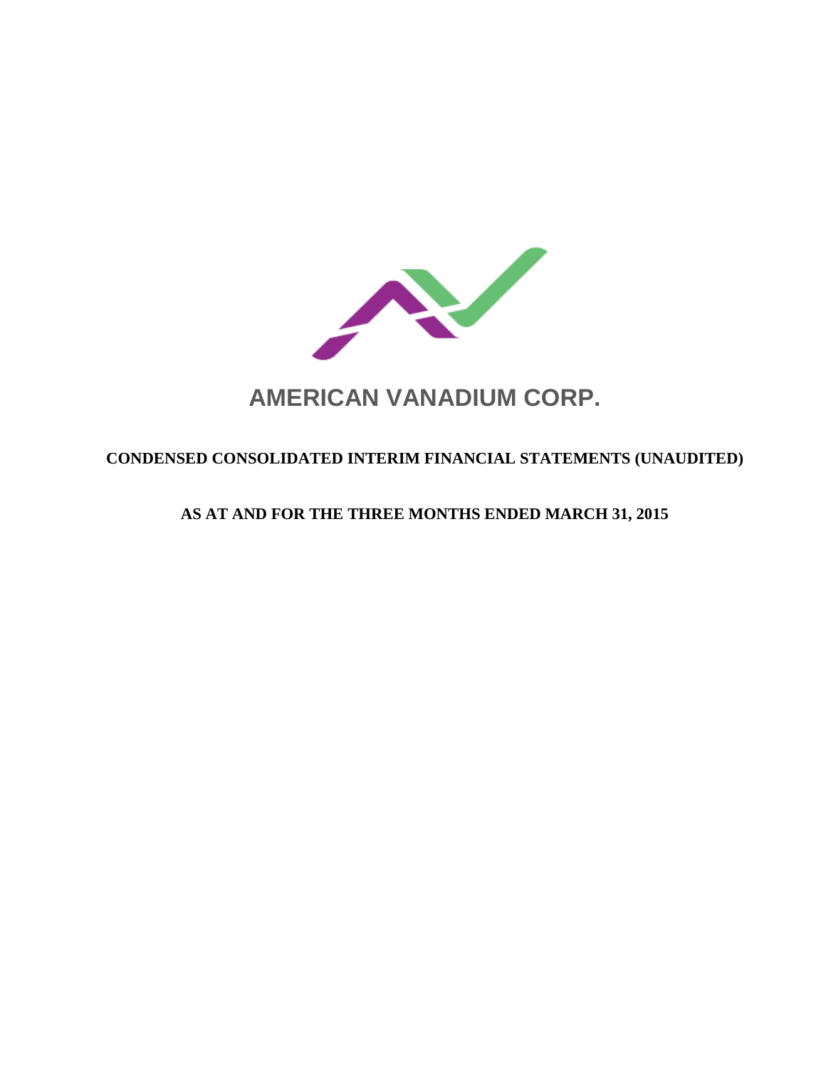# AMERICAN VANADIUM CORP.

## CONDENSED CONSOLIDATED INTERIM FINANCIAL STATEMENTS (UNAUDITED)

## AS AT AND FOR THE THREE MONTHS ENDED MARCH 31, 2015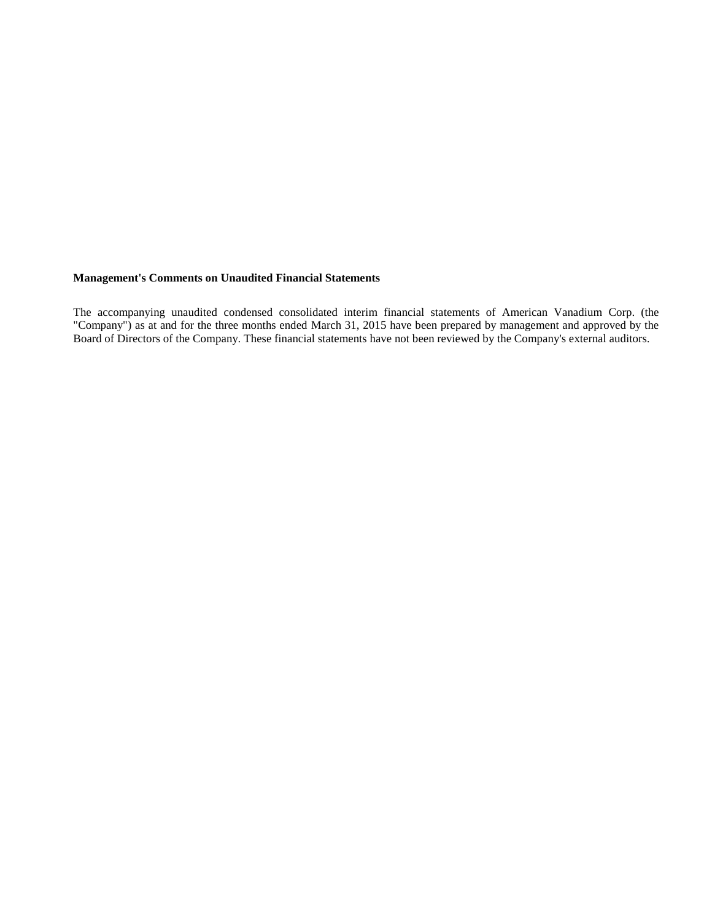**Management's Comments on Unaudited Financial Statements**

The accompanying unaudited condensed consolidated interim financial statements of American Vanadium Corp. (the "Company") as at and for the three months ended March 31, 2015 have been prepared by management and approved by the Board of Directors of the Company. These financial statements have not been reviewed by the Company's external auditors.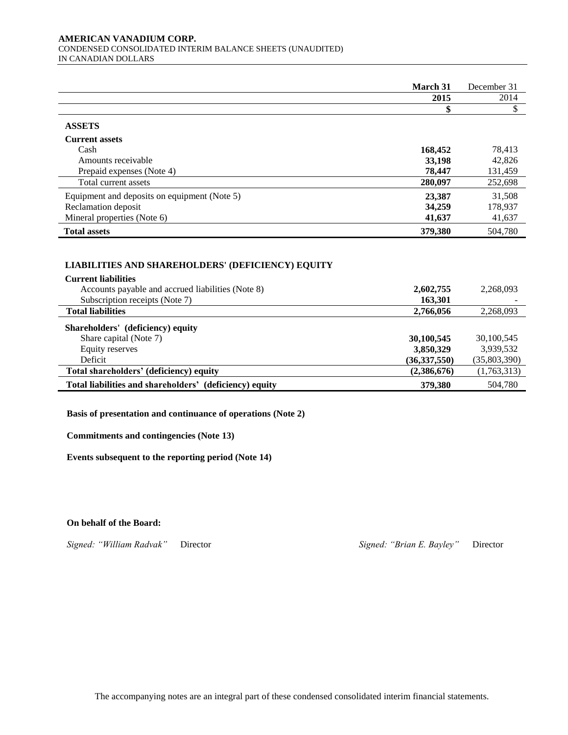**AMERICAN VANADIUM CORP.**
CONDENSED CONSOLIDATED INTERIM BALANCE SHEETS (UNAUDITED)
IN CANADIAN DOLLARS

| | **March 31 2015** | December 31 2014 |
|---|---|---|
| | **$** | $ |
| **ASSETS** | | |
| **Current assets** | | |
| Cash | **168,452** | 78,413 |
| Amounts receivable | **33,198** | 42,826 |
| Prepaid expenses (Note 4) | **78,447** | 131,459 |
| Total current assets | **280,097** | 252,698 |
| Equipment and deposits on equipment (Note 5) | **23,387** | 31,508 |
| Reclamation deposit | **34,259** | 178,937 |
| Mineral properties (Note 6) | **41,637** | 41,637 |
| **Total assets** | **379,380** | 504,780 |
| | | |
| **LIABILITIES AND SHAREHOLDERS' (DEFICIENCY) EQUITY** | | |
| **Current liabilities** | | |
| Accounts payable and accrued liabilities (Note 8) | **2,602,755** | 2,268,093 |
| Subscription receipts (Note 7) | **163,301** | - |
| **Total liabilities** | **2,766,056** | 2,268,093 |
| **Shareholders' (deficiency) equity** | | |
| Share capital (Note 7) | **30,100,545** | 30,100,545 |
| Equity reserves | **3,850,329** | 3,939,532 |
| Deficit | **(36,337,550)** | (35,803,390) |
| **Total shareholders' (deficiency) equity** | **(2,386,676)** | (1,763,313) |
| **Total liabilities and shareholders' (deficiency) equity** | **379,380** | 504,780 |

**Basis of presentation and continuance of operations (Note 2)**

**Commitments and contingencies (Note 13)**

**Events subsequent to the reporting period (Note 14)**

**On behalf of the Board:**

*Signed: "William Radvak"* Director

*Signed: "Brian E. Bayley"* Director

The accompanying notes are an integral part of these condensed consolidated interim financial statements.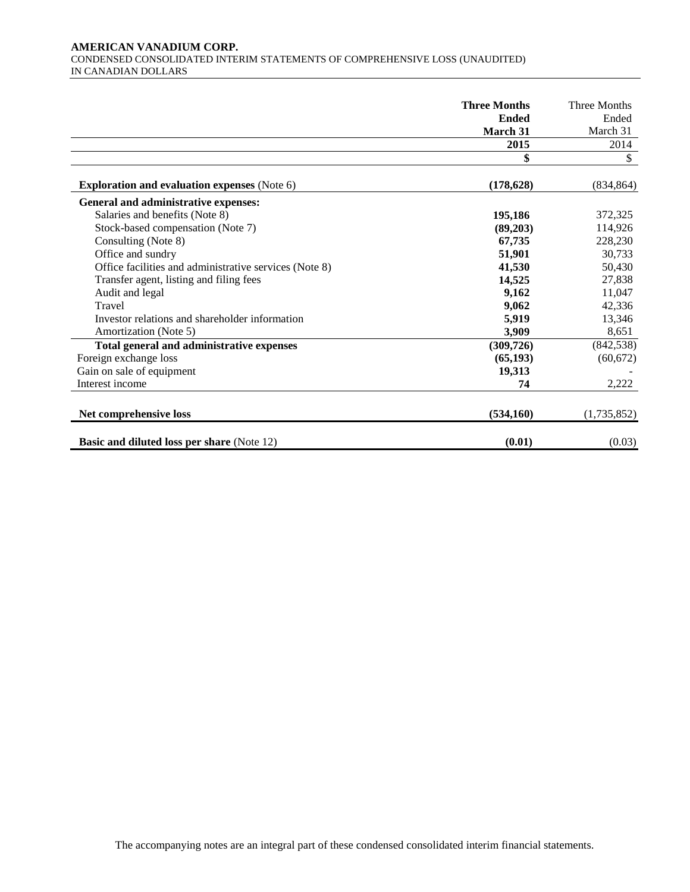**AMERICAN VANADIUM CORP.**
CONDENSED CONSOLIDATED INTERIM STATEMENTS OF COMPREHENSIVE LOSS (UNAUDITED)
IN CANADIAN DOLLARS

| | **Three Months Ended March 31 2015** | Three Months Ended March 31 2014 |
|---|---|---|
| | **$** | $ |
| **Exploration and evaluation expenses** (Note 6) | **(178,628)** | (834,864) |
| **General and administrative expenses:** | | |
| Salaries and benefits (Note 8) | **195,186** | 372,325 |
| Stock-based compensation (Note 7) | **(89,203)** | 114,926 |
| Consulting (Note 8) | **67,735** | 228,230 |
| Office and sundry | **51,901** | 30,733 |
| Office facilities and administrative services (Note 8) | **41,530** | 50,430 |
| Transfer agent, listing and filing fees | **14,525** | 27,838 |
| Audit and legal | **9,162** | 11,047 |
| Travel | **9,062** | 42,336 |
| Investor relations and shareholder information | **5,919** | 13,346 |
| Amortization (Note 5) | **3,909** | 8,651 |
| **Total general and administrative expenses** | **(309,726)** | (842,538) |
| Foreign exchange loss | **(65,193)** | (60,672) |
| Gain on sale of equipment | **19,313** | - |
| Interest income | **74** | 2,222 |
| **Net comprehensive loss** | **(534,160)** | (1,735,852) |
| **Basic and diluted loss per share** (Note 12) | **(0.01)** | (0.03) |

The accompanying notes are an integral part of these condensed consolidated interim financial statements.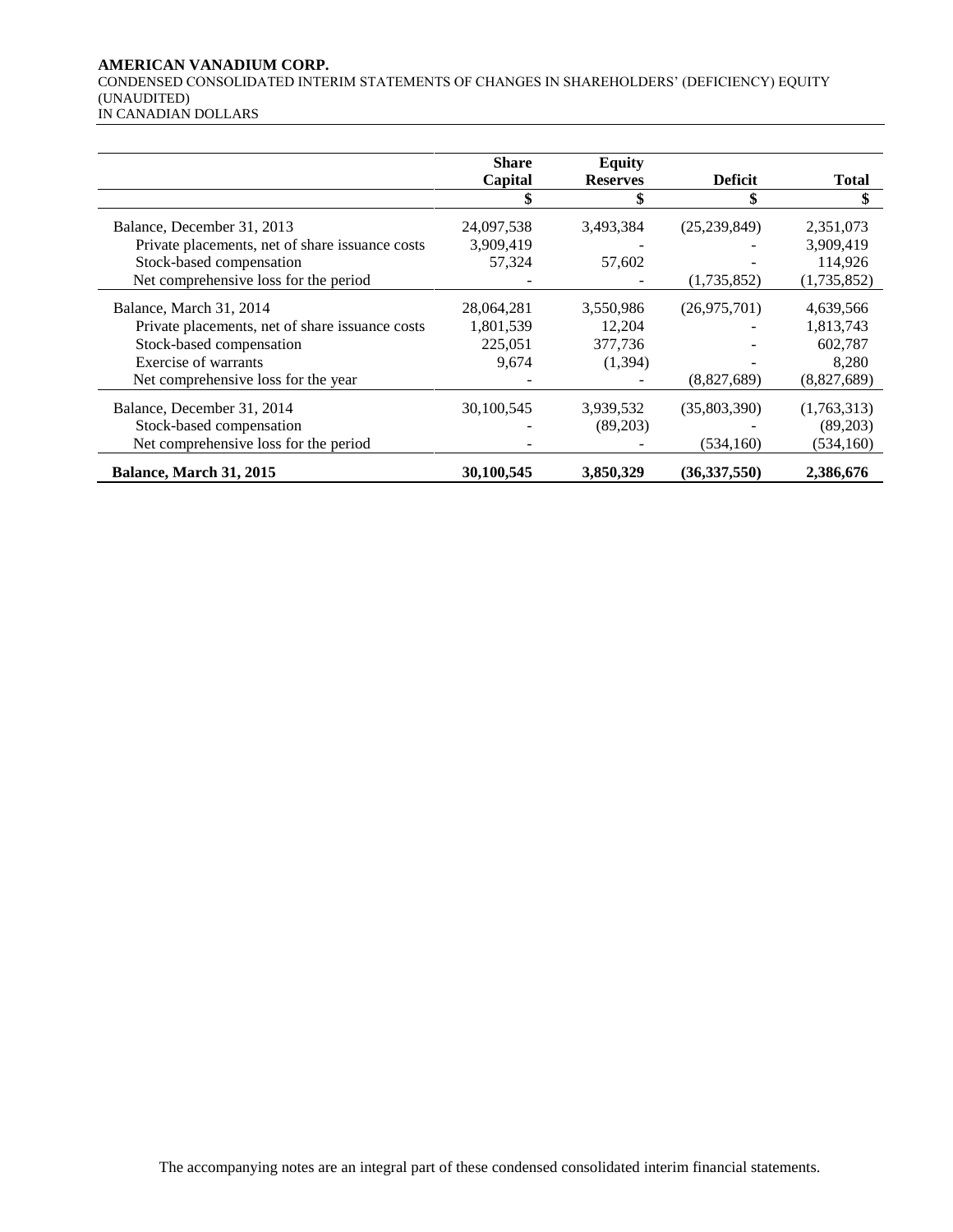**AMERICAN VANADIUM CORP.**
CONDENSED CONSOLIDATED INTERIM STATEMENTS OF CHANGES IN SHAREHOLDERS' (DEFICIENCY) EQUITY
(UNAUDITED)
IN CANADIAN DOLLARS

| | Share Capital | Equity Reserves | Deficit | Total |
|---|---|---|---|---|
| | $ | $ | $ | $ |
| Balance, December 31, 2013 | 24,097,538 | 3,493,384 | (25,239,849) | 2,351,073 |
| Private placements, net of share issuance costs | 3,909,419 | - | - | 3,909,419 |
| Stock-based compensation | 57,324 | 57,602 | - | 114,926 |
| Net comprehensive loss for the period | - | - | (1,735,852) | (1,735,852) |
| Balance, March 31, 2014 | 28,064,281 | 3,550,986 | (26,975,701) | 4,639,566 |
| Private placements, net of share issuance costs | 1,801,539 | 12,204 | - | 1,813,743 |
| Stock-based compensation | 225,051 | 377,736 | - | 602,787 |
| Exercise of warrants | 9,674 | (1,394) | - | 8,280 |
| Net comprehensive loss for the year | - | - | (8,827,689) | (8,827,689) |
| Balance, December 31, 2014 | 30,100,545 | 3,939,532 | (35,803,390) | (1,763,313) |
| Stock-based compensation | - | (89,203) | - | (89,203) |
| Net comprehensive loss for the period | - | - | (534,160) | (534,160) |
| **Balance, March 31, 2015** | **30,100,545** | **3,850,329** | **(36,337,550)** | **2,386,676** |

The accompanying notes are an integral part of these condensed consolidated interim financial statements.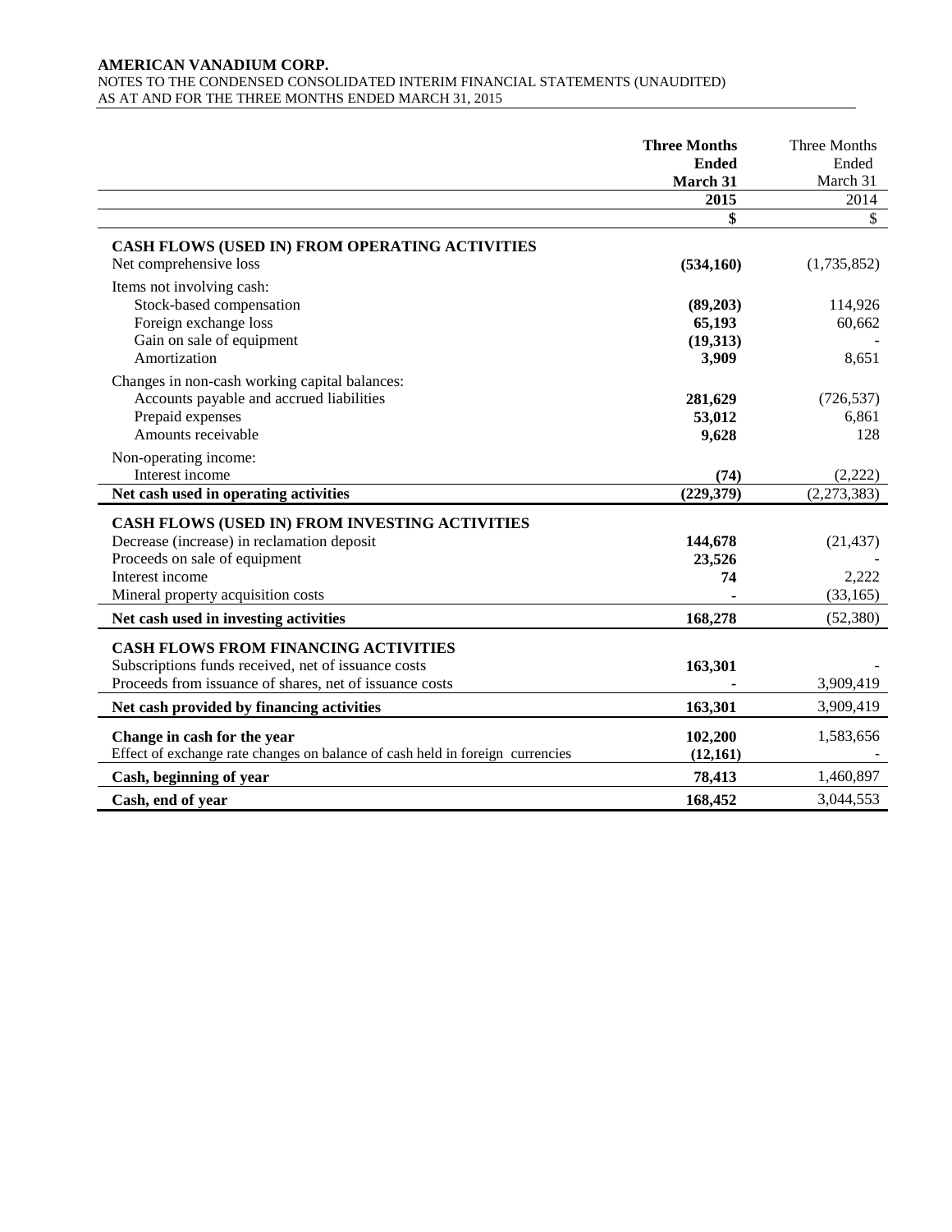| | Three Months Ended March 31 2015 | Three Months Ended March 31 2014 |
|---|---|---|
| | **$** | $ |
| **CASH FLOWS (USED IN) FROM OPERATING ACTIVITIES** | | |
| Net comprehensive loss | **(534,160)** | (1,735,852) |
| Items not involving cash: | | |
| Stock-based compensation | **(89,203)** | 114,926 |
| Foreign exchange loss | **65,193** | 60,662 |
| Gain on sale of equipment | **(19,313)** | - |
| Amortization | **3,909** | 8,651 |
| Changes in non-cash working capital balances: | | |
| Accounts payable and accrued liabilities | **281,629** | (726,537) |
| Prepaid expenses | **53,012** | 6,861 |
| Amounts receivable | **9,628** | 128 |
| Non-operating income: | | |
| Interest income | **(74)** | (2,222) |
| **Net cash used in operating activities** | **(229,379)** | (2,273,383) |
| **CASH FLOWS (USED IN) FROM INVESTING ACTIVITIES** | | |
| Decrease (increase) in reclamation deposit | **144,678** | (21,437) |
| Proceeds on sale of equipment | **23,526** | - |
| Interest income | **74** | 2,222 |
| Mineral property acquisition costs | **-** | (33,165) |
| **Net cash used in investing activities** | **168,278** | (52,380) |
| **CASH FLOWS FROM FINANCING ACTIVITIES** | | |
| Subscriptions funds received, net of issuance costs | **163,301** | - |
| Proceeds from issuance of shares, net of issuance costs | **-** | 3,909,419 |
| **Net cash provided by financing activities** | **163,301** | 3,909,419 |
| **Change in cash for the year** | **102,200** | 1,583,656 |
| Effect of exchange rate changes on balance of cash held in foreign currencies | **(12,161)** | - |
| **Cash, beginning of year** | **78,413** | 1,460,897 |
| **Cash, end of year** | **168,452** | 3,044,553 |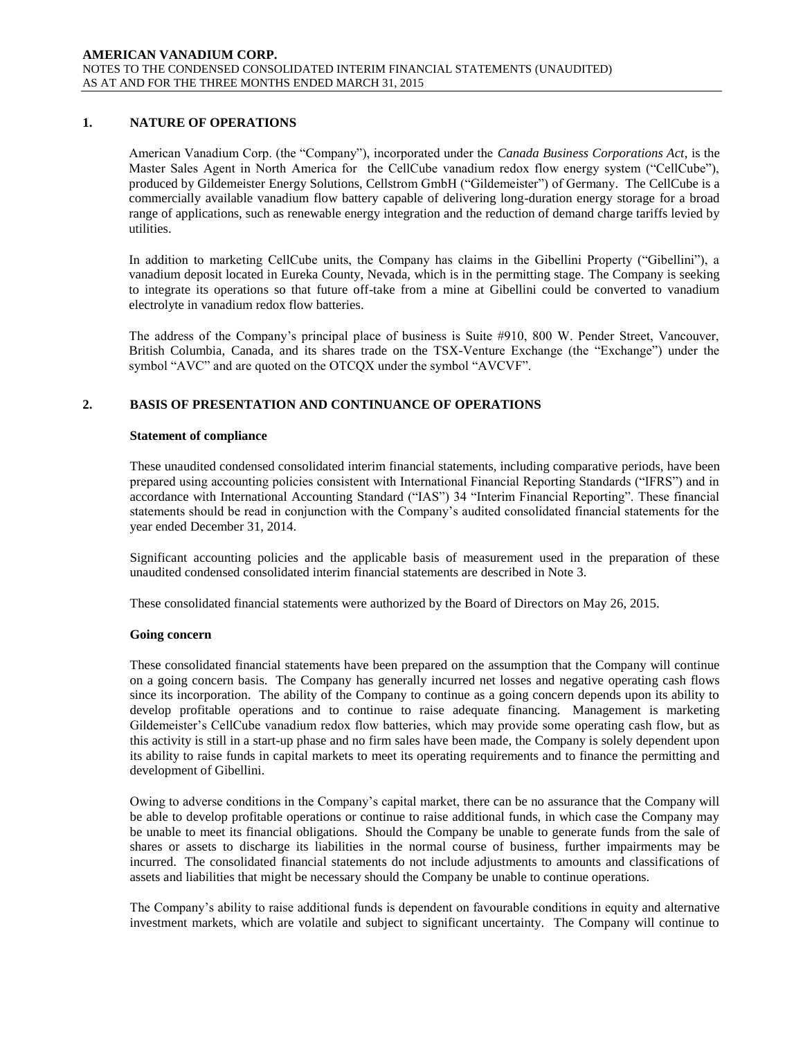## 1. NATURE OF OPERATIONS

American Vanadium Corp. (the "Company"), incorporated under the *Canada Business Corporations Act*, is the Master Sales Agent in North America for the CellCube vanadium redox flow energy system ("CellCube"), produced by Gildemeister Energy Solutions, Cellstrom GmbH ("Gildemeister") of Germany. The CellCube is a commercially available vanadium flow battery capable of delivering long-duration energy storage for a broad range of applications, such as renewable energy integration and the reduction of demand charge tariffs levied by utilities.

In addition to marketing CellCube units, the Company has claims in the Gibellini Property ("Gibellini"), a vanadium deposit located in Eureka County, Nevada, which is in the permitting stage. The Company is seeking to integrate its operations so that future off-take from a mine at Gibellini could be converted to vanadium electrolyte in vanadium redox flow batteries.

The address of the Company's principal place of business is Suite #910, 800 W. Pender Street, Vancouver, British Columbia, Canada, and its shares trade on the TSX-Venture Exchange (the "Exchange") under the symbol "AVC" and are quoted on the OTCQX under the symbol "AVCVF".

## 2. BASIS OF PRESENTATION AND CONTINUANCE OF OPERATIONS

**Statement of compliance**

These unaudited condensed consolidated interim financial statements, including comparative periods, have been prepared using accounting policies consistent with International Financial Reporting Standards ("IFRS") and in accordance with International Accounting Standard ("IAS") 34 "Interim Financial Reporting". These financial statements should be read in conjunction with the Company's audited consolidated financial statements for the year ended December 31, 2014.

Significant accounting policies and the applicable basis of measurement used in the preparation of these unaudited condensed consolidated interim financial statements are described in Note 3.

These consolidated financial statements were authorized by the Board of Directors on May 26, 2015.

**Going concern**

These consolidated financial statements have been prepared on the assumption that the Company will continue on a going concern basis. The Company has generally incurred net losses and negative operating cash flows since its incorporation. The ability of the Company to continue as a going concern depends upon its ability to develop profitable operations and to continue to raise adequate financing. Management is marketing Gildemeister's CellCube vanadium redox flow batteries, which may provide some operating cash flow, but as this activity is still in a start-up phase and no firm sales have been made, the Company is solely dependent upon its ability to raise funds in capital markets to meet its operating requirements and to finance the permitting and development of Gibellini.

Owing to adverse conditions in the Company's capital market, there can be no assurance that the Company will be able to develop profitable operations or continue to raise additional funds, in which case the Company may be unable to meet its financial obligations. Should the Company be unable to generate funds from the sale of shares or assets to discharge its liabilities in the normal course of business, further impairments may be incurred. The consolidated financial statements do not include adjustments to amounts and classifications of assets and liabilities that might be necessary should the Company be unable to continue operations.

The Company's ability to raise additional funds is dependent on favourable conditions in equity and alternative investment markets, which are volatile and subject to significant uncertainty. The Company will continue to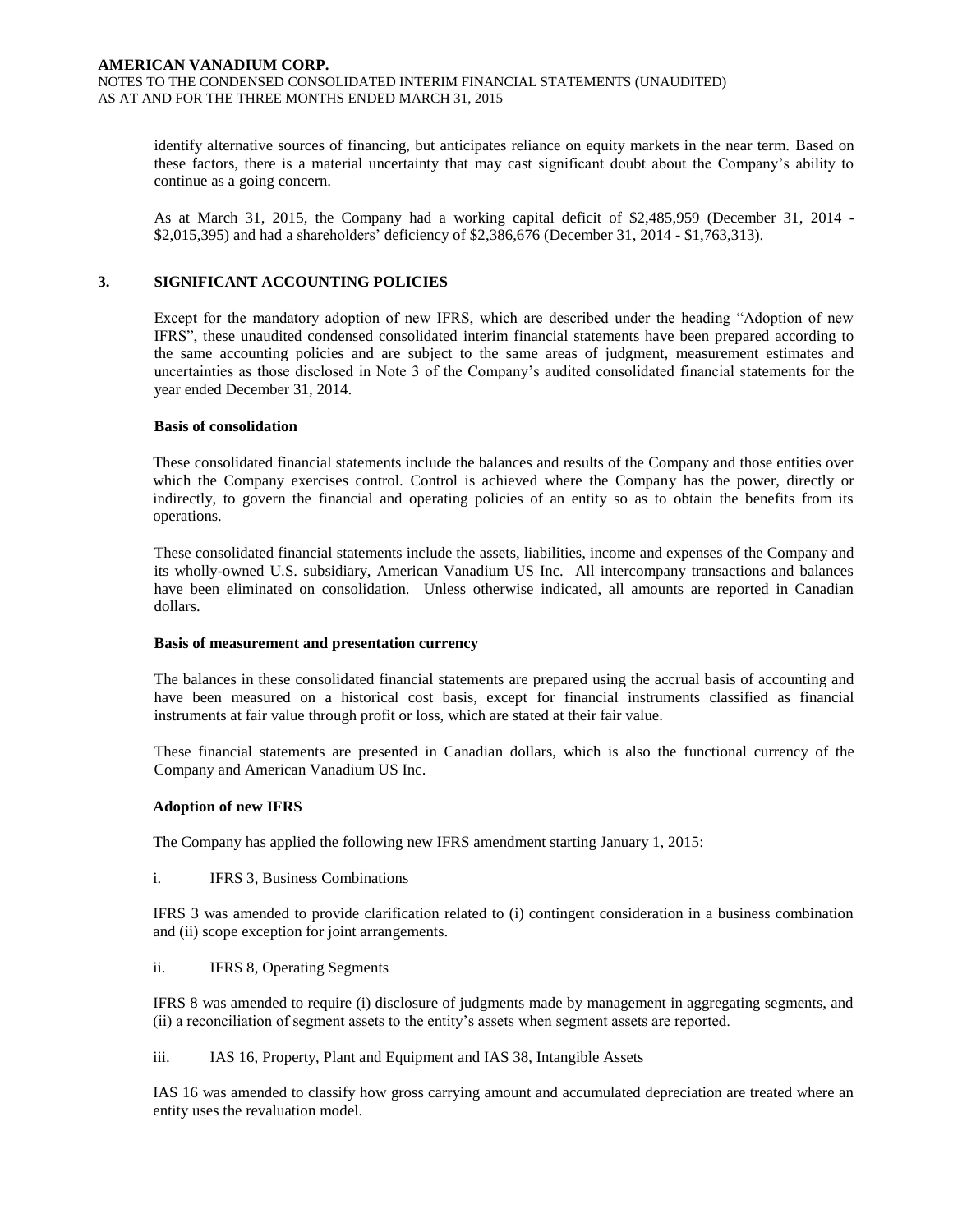identify alternative sources of financing, but anticipates reliance on equity markets in the near term. Based on these factors, there is a material uncertainty that may cast significant doubt about the Company's ability to continue as a going concern.

As at March 31, 2015, the Company had a working capital deficit of $2,485,959 (December 31, 2014 - $2,015,395) and had a shareholders' deficiency of $2,386,676 (December 31, 2014 - $1,763,313).

## 3. SIGNIFICANT ACCOUNTING POLICIES

Except for the mandatory adoption of new IFRS, which are described under the heading "Adoption of new IFRS", these unaudited condensed consolidated interim financial statements have been prepared according to the same accounting policies and are subject to the same areas of judgment, measurement estimates and uncertainties as those disclosed in Note 3 of the Company's audited consolidated financial statements for the year ended December 31, 2014.

**Basis of consolidation**

These consolidated financial statements include the balances and results of the Company and those entities over which the Company exercises control. Control is achieved where the Company has the power, directly or indirectly, to govern the financial and operating policies of an entity so as to obtain the benefits from its operations.

These consolidated financial statements include the assets, liabilities, income and expenses of the Company and its wholly-owned U.S. subsidiary, American Vanadium US Inc. All intercompany transactions and balances have been eliminated on consolidation. Unless otherwise indicated, all amounts are reported in Canadian dollars.

**Basis of measurement and presentation currency**

The balances in these consolidated financial statements are prepared using the accrual basis of accounting and have been measured on a historical cost basis, except for financial instruments classified as financial instruments at fair value through profit or loss, which are stated at their fair value.

These financial statements are presented in Canadian dollars, which is also the functional currency of the Company and American Vanadium US Inc.

**Adoption of new IFRS**

The Company has applied the following new IFRS amendment starting January 1, 2015:

i. IFRS 3, Business Combinations

IFRS 3 was amended to provide clarification related to (i) contingent consideration in a business combination and (ii) scope exception for joint arrangements.

ii. IFRS 8, Operating Segments

IFRS 8 was amended to require (i) disclosure of judgments made by management in aggregating segments, and (ii) a reconciliation of segment assets to the entity's assets when segment assets are reported.

iii. IAS 16, Property, Plant and Equipment and IAS 38, Intangible Assets

IAS 16 was amended to classify how gross carrying amount and accumulated depreciation are treated where an entity uses the revaluation model.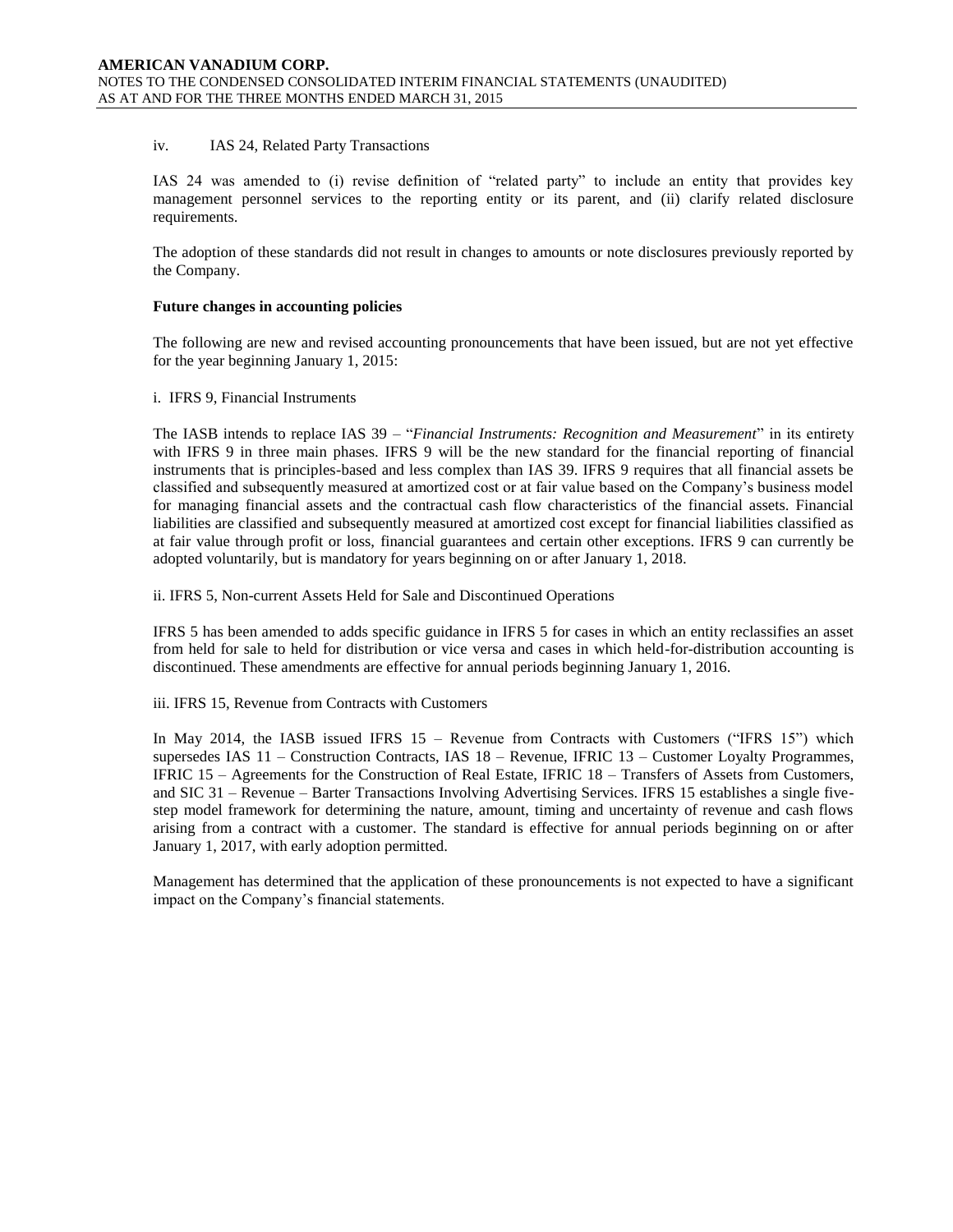iv. IAS 24, Related Party Transactions

IAS 24 was amended to (i) revise definition of "related party" to include an entity that provides key management personnel services to the reporting entity or its parent, and (ii) clarify related disclosure requirements.

The adoption of these standards did not result in changes to amounts or note disclosures previously reported by the Company.

**Future changes in accounting policies**

The following are new and revised accounting pronouncements that have been issued, but are not yet effective for the year beginning January 1, 2015:

i. IFRS 9, Financial Instruments

The IASB intends to replace IAS 39 – "*Financial Instruments: Recognition and Measurement*" in its entirety with IFRS 9 in three main phases. IFRS 9 will be the new standard for the financial reporting of financial instruments that is principles-based and less complex than IAS 39. IFRS 9 requires that all financial assets be classified and subsequently measured at amortized cost or at fair value based on the Company's business model for managing financial assets and the contractual cash flow characteristics of the financial assets. Financial liabilities are classified and subsequently measured at amortized cost except for financial liabilities classified as at fair value through profit or loss, financial guarantees and certain other exceptions. IFRS 9 can currently be adopted voluntarily, but is mandatory for years beginning on or after January 1, 2018.

ii. IFRS 5, Non-current Assets Held for Sale and Discontinued Operations

IFRS 5 has been amended to adds specific guidance in IFRS 5 for cases in which an entity reclassifies an asset from held for sale to held for distribution or vice versa and cases in which held-for-distribution accounting is discontinued. These amendments are effective for annual periods beginning January 1, 2016.

iii. IFRS 15, Revenue from Contracts with Customers

In May 2014, the IASB issued IFRS 15 – Revenue from Contracts with Customers ("IFRS 15") which supersedes IAS 11 – Construction Contracts, IAS 18 – Revenue, IFRIC 13 – Customer Loyalty Programmes, IFRIC 15 – Agreements for the Construction of Real Estate, IFRIC 18 – Transfers of Assets from Customers, and SIC 31 – Revenue – Barter Transactions Involving Advertising Services. IFRS 15 establishes a single five-step model framework for determining the nature, amount, timing and uncertainty of revenue and cash flows arising from a contract with a customer. The standard is effective for annual periods beginning on or after January 1, 2017, with early adoption permitted.

Management has determined that the application of these pronouncements is not expected to have a significant impact on the Company's financial statements.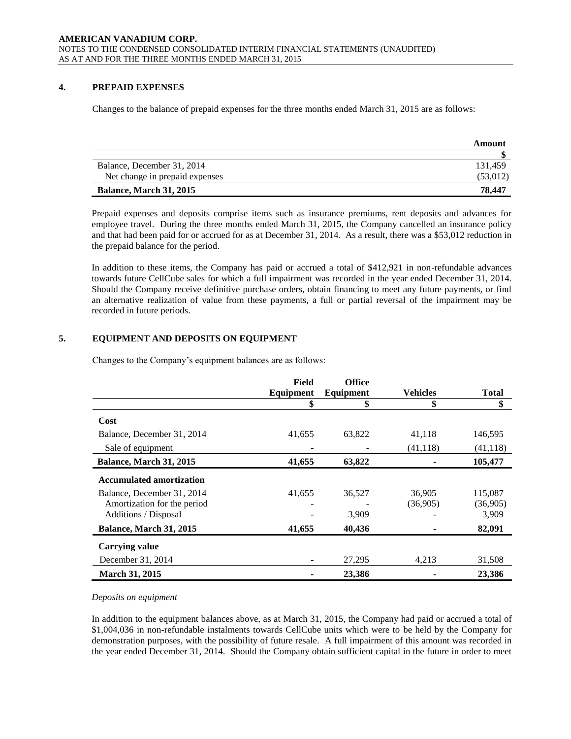## 4. PREPAID EXPENSES

Changes to the balance of prepaid expenses for the three months ended March 31, 2015 are as follows:

| | Amount |
|---|---|
| | $ |
| Balance, December 31, 2014 | 131,459 |
| Net change in prepaid expenses | (53,012) |
| **Balance, March 31, 2015** | **78,447** |

Prepaid expenses and deposits comprise items such as insurance premiums, rent deposits and advances for employee travel. During the three months ended March 31, 2015, the Company cancelled an insurance policy and that had been paid for or accrued for as at December 31, 2014. As a result, there was a $53,012 reduction in the prepaid balance for the period.

In addition to these items, the Company has paid or accrued a total of $412,921 in non-refundable advances towards future CellCube sales for which a full impairment was recorded in the year ended December 31, 2014. Should the Company receive definitive purchase orders, obtain financing to meet any future payments, or find an alternative realization of value from these payments, a full or partial reversal of the impairment may be recorded in future periods.

## 5. EQUIPMENT AND DEPOSITS ON EQUIPMENT

Changes to the Company's equipment balances are as follows:

| | Field Equipment | Office Equipment | Vehicles | Total |
|---|---|---|---|---|
| | $ | $ | $ | $ |
| **Cost** | | | | |
| Balance, December 31, 2014 | 41,655 | 63,822 | 41,118 | 146,595 |
| Sale of equipment | - | - | (41,118) | (41,118) |
| **Balance, March 31, 2015** | **41,655** | **63,822** | **-** | **105,477** |
| **Accumulated amortization** | | | | |
| Balance, December 31, 2014 | 41,655 | 36,527 | 36,905 | 115,087 |
| Amortization for the period | - | - | (36,905) | (36,905) |
| Additions / Disposal | - | 3,909 | - | 3,909 |
| **Balance, March 31, 2015** | **41,655** | **40,436** | **-** | **82,091** |
| **Carrying value** | | | | |
| December 31, 2014 | - | 27,295 | 4,213 | 31,508 |
| **March 31, 2015** | **-** | **23,386** | **-** | **23,386** |

*Deposits on equipment*

In addition to the equipment balances above, as at March 31, 2015, the Company had paid or accrued a total of $1,004,036 in non-refundable instalments towards CellCube units which were to be held by the Company for demonstration purposes, with the possibility of future resale. A full impairment of this amount was recorded in the year ended December 31, 2014. Should the Company obtain sufficient capital in the future in order to meet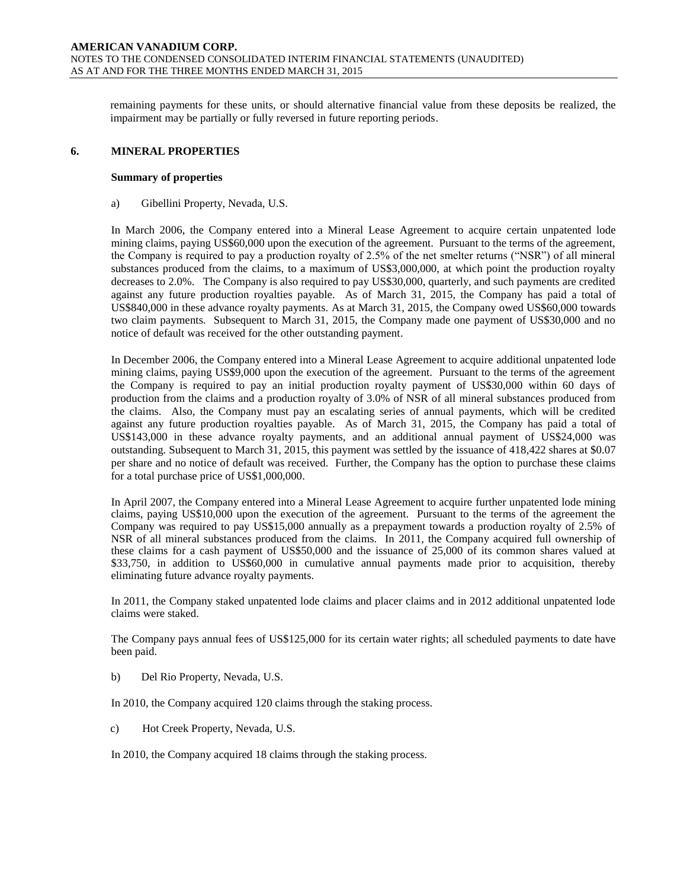remaining payments for these units, or should alternative financial value from these deposits be realized, the impairment may be partially or fully reversed in future reporting periods.

## 6. MINERAL PROPERTIES

**Summary of properties**

a) Gibellini Property, Nevada, U.S.

In March 2006, the Company entered into a Mineral Lease Agreement to acquire certain unpatented lode mining claims, paying US$60,000 upon the execution of the agreement. Pursuant to the terms of the agreement, the Company is required to pay a production royalty of 2.5% of the net smelter returns ("NSR") of all mineral substances produced from the claims, to a maximum of US$3,000,000, at which point the production royalty decreases to 2.0%. The Company is also required to pay US$30,000, quarterly, and such payments are credited against any future production royalties payable. As of March 31, 2015, the Company has paid a total of US$840,000 in these advance royalty payments. As at March 31, 2015, the Company owed US$60,000 towards two claim payments. Subsequent to March 31, 2015, the Company made one payment of US$30,000 and no notice of default was received for the other outstanding payment.

In December 2006, the Company entered into a Mineral Lease Agreement to acquire additional unpatented lode mining claims, paying US$9,000 upon the execution of the agreement. Pursuant to the terms of the agreement the Company is required to pay an initial production royalty payment of US$30,000 within 60 days of production from the claims and a production royalty of 3.0% of NSR of all mineral substances produced from the claims. Also, the Company must pay an escalating series of annual payments, which will be credited against any future production royalties payable. As of March 31, 2015, the Company has paid a total of US$143,000 in these advance royalty payments, and an additional annual payment of US$24,000 was outstanding. Subsequent to March 31, 2015, this payment was settled by the issuance of 418,422 shares at $0.07 per share and no notice of default was received. Further, the Company has the option to purchase these claims for a total purchase price of US$1,000,000.

In April 2007, the Company entered into a Mineral Lease Agreement to acquire further unpatented lode mining claims, paying US$10,000 upon the execution of the agreement. Pursuant to the terms of the agreement the Company was required to pay US$15,000 annually as a prepayment towards a production royalty of 2.5% of NSR of all mineral substances produced from the claims. In 2011, the Company acquired full ownership of these claims for a cash payment of US$50,000 and the issuance of 25,000 of its common shares valued at $33,750, in addition to US$60,000 in cumulative annual payments made prior to acquisition, thereby eliminating future advance royalty payments.

In 2011, the Company staked unpatented lode claims and placer claims and in 2012 additional unpatented lode claims were staked.

The Company pays annual fees of US$125,000 for its certain water rights; all scheduled payments to date have been paid.

b) Del Rio Property, Nevada, U.S.

In 2010, the Company acquired 120 claims through the staking process.

c) Hot Creek Property, Nevada, U.S.

In 2010, the Company acquired 18 claims through the staking process.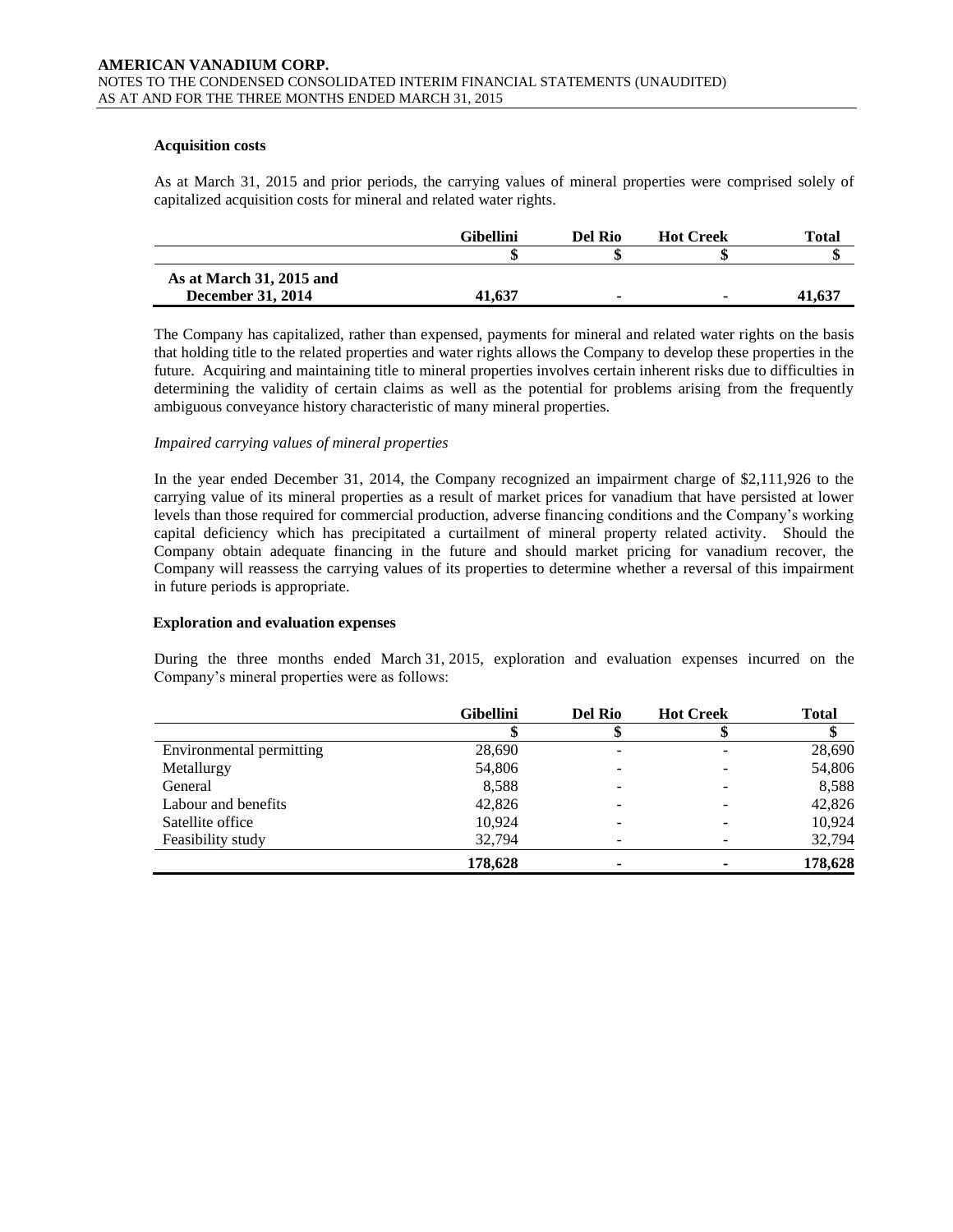### Acquisition costs

As at March 31, 2015 and prior periods, the carrying values of mineral properties were comprised solely of capitalized acquisition costs for mineral and related water rights.

| | Gibellini | Del Rio | Hot Creek | Total |
|---|---|---|---|---|
| | $ | $ | $ | $ |
| **As at March 31, 2015 and December 31, 2014** | **41,637** | **-** | **-** | **41,637** |

The Company has capitalized, rather than expensed, payments for mineral and related water rights on the basis that holding title to the related properties and water rights allows the Company to develop these properties in the future. Acquiring and maintaining title to mineral properties involves certain inherent risks due to difficulties in determining the validity of certain claims as well as the potential for problems arising from the frequently ambiguous conveyance history characteristic of many mineral properties.

*Impaired carrying values of mineral properties*

In the year ended December 31, 2014, the Company recognized an impairment charge of $2,111,926 to the carrying value of its mineral properties as a result of market prices for vanadium that have persisted at lower levels than those required for commercial production, adverse financing conditions and the Company's working capital deficiency which has precipitated a curtailment of mineral property related activity. Should the Company obtain adequate financing in the future and should market pricing for vanadium recover, the Company will reassess the carrying values of its properties to determine whether a reversal of this impairment in future periods is appropriate.

### Exploration and evaluation expenses

During the three months ended March 31, 2015, exploration and evaluation expenses incurred on the Company's mineral properties were as follows:

| | Gibellini | Del Rio | Hot Creek | Total |
|---|---|---|---|---|
| | $ | $ | $ | $ |
| Environmental permitting | 28,690 | - | - | 28,690 |
| Metallurgy | 54,806 | - | - | 54,806 |
| General | 8,588 | - | - | 8,588 |
| Labour and benefits | 42,826 | - | - | 42,826 |
| Satellite office | 10,924 | - | - | 10,924 |
| Feasibility study | 32,794 | - | - | 32,794 |
| | **178,628** | **-** | **-** | **178,628** |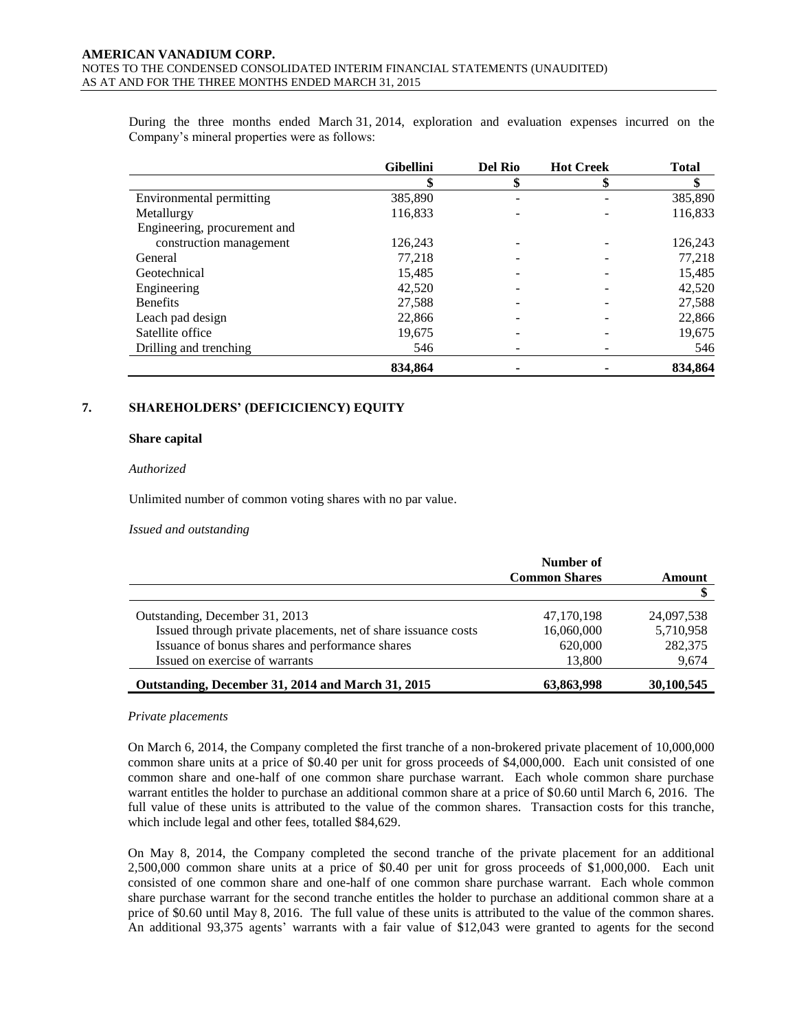During the three months ended March 31, 2014, exploration and evaluation expenses incurred on the Company's mineral properties were as follows:

| | Gibellini | Del Rio | Hot Creek | Total |
|---|---|---|---|---|
| | $ | $ | $ | $ |
| Environmental permitting | 385,890 | - | - | 385,890 |
| Metallurgy | 116,833 | - | - | 116,833 |
| Engineering, procurement and construction management | 126,243 | - | - | 126,243 |
| General | 77,218 | - | - | 77,218 |
| Geotechnical | 15,485 | - | - | 15,485 |
| Engineering | 42,520 | - | - | 42,520 |
| Benefits | 27,588 | - | - | 27,588 |
| Leach pad design | 22,866 | - | - | 22,866 |
| Satellite office | 19,675 | - | - | 19,675 |
| Drilling and trenching | 546 | - | - | 546 |
| | **834,864** | **-** | **-** | **834,864** |

## 7. SHAREHOLDERS' (DEFICICIENCY) EQUITY

### Share capital

*Authorized*

Unlimited number of common voting shares with no par value.

*Issued and outstanding*

| | Number of Common Shares | Amount |
|---|---|---|
| | | $ |
| Outstanding, December 31, 2013 | 47,170,198 | 24,097,538 |
| Issued through private placements, net of share issuance costs | 16,060,000 | 5,710,958 |
| Issuance of bonus shares and performance shares | 620,000 | 282,375 |
| Issued on exercise of warrants | 13,800 | 9,674 |
| **Outstanding, December 31, 2014 and March 31, 2015** | **63,863,998** | **30,100,545** |

*Private placements*

On March 6, 2014, the Company completed the first tranche of a non-brokered private placement of 10,000,000 common share units at a price of $0.40 per unit for gross proceeds of $4,000,000. Each unit consisted of one common share and one-half of one common share purchase warrant. Each whole common share purchase warrant entitles the holder to purchase an additional common share at a price of $0.60 until March 6, 2016. The full value of these units is attributed to the value of the common shares. Transaction costs for this tranche, which include legal and other fees, totalled $84,629.

On May 8, 2014, the Company completed the second tranche of the private placement for an additional 2,500,000 common share units at a price of $0.40 per unit for gross proceeds of $1,000,000. Each unit consisted of one common share and one-half of one common share purchase warrant. Each whole common share purchase warrant for the second tranche entitles the holder to purchase an additional common share at a price of $0.60 until May 8, 2016. The full value of these units is attributed to the value of the common shares. An additional 93,375 agents' warrants with a fair value of $12,043 were granted to agents for the second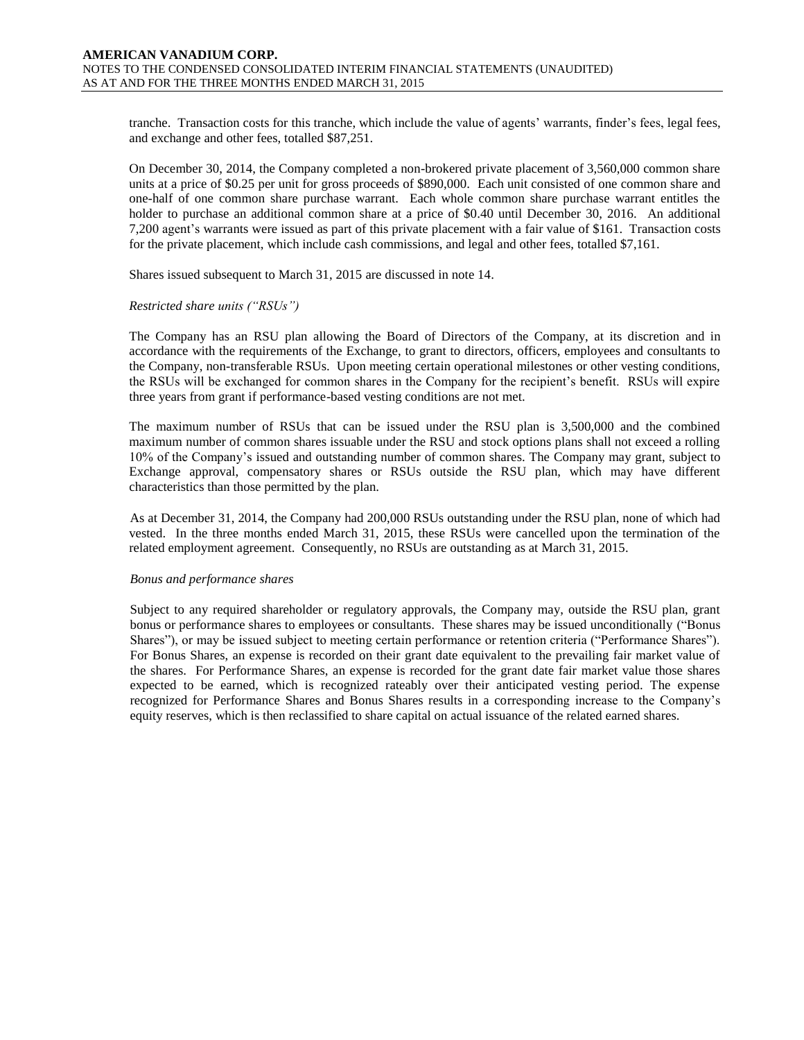tranche. Transaction costs for this tranche, which include the value of agents' warrants, finder's fees, legal fees, and exchange and other fees, totalled $87,251.

On December 30, 2014, the Company completed a non-brokered private placement of 3,560,000 common share units at a price of $0.25 per unit for gross proceeds of $890,000. Each unit consisted of one common share and one-half of one common share purchase warrant. Each whole common share purchase warrant entitles the holder to purchase an additional common share at a price of $0.40 until December 30, 2016. An additional 7,200 agent's warrants were issued as part of this private placement with a fair value of $161. Transaction costs for the private placement, which include cash commissions, and legal and other fees, totalled $7,161.

Shares issued subsequent to March 31, 2015 are discussed in note 14.

*Restricted share units ("RSUs")*

The Company has an RSU plan allowing the Board of Directors of the Company, at its discretion and in accordance with the requirements of the Exchange, to grant to directors, officers, employees and consultants to the Company, non-transferable RSUs. Upon meeting certain operational milestones or other vesting conditions, the RSUs will be exchanged for common shares in the Company for the recipient's benefit. RSUs will expire three years from grant if performance-based vesting conditions are not met.

The maximum number of RSUs that can be issued under the RSU plan is 3,500,000 and the combined maximum number of common shares issuable under the RSU and stock options plans shall not exceed a rolling 10% of the Company's issued and outstanding number of common shares. The Company may grant, subject to Exchange approval, compensatory shares or RSUs outside the RSU plan, which may have different characteristics than those permitted by the plan.

As at December 31, 2014, the Company had 200,000 RSUs outstanding under the RSU plan, none of which had vested. In the three months ended March 31, 2015, these RSUs were cancelled upon the termination of the related employment agreement. Consequently, no RSUs are outstanding as at March 31, 2015.

*Bonus and performance shares*

Subject to any required shareholder or regulatory approvals, the Company may, outside the RSU plan, grant bonus or performance shares to employees or consultants. These shares may be issued unconditionally ("Bonus Shares"), or may be issued subject to meeting certain performance or retention criteria ("Performance Shares"). For Bonus Shares, an expense is recorded on their grant date equivalent to the prevailing fair market value of the shares. For Performance Shares, an expense is recorded for the grant date fair market value those shares expected to be earned, which is recognized rateably over their anticipated vesting period. The expense recognized for Performance Shares and Bonus Shares results in a corresponding increase to the Company's equity reserves, which is then reclassified to share capital on actual issuance of the related earned shares.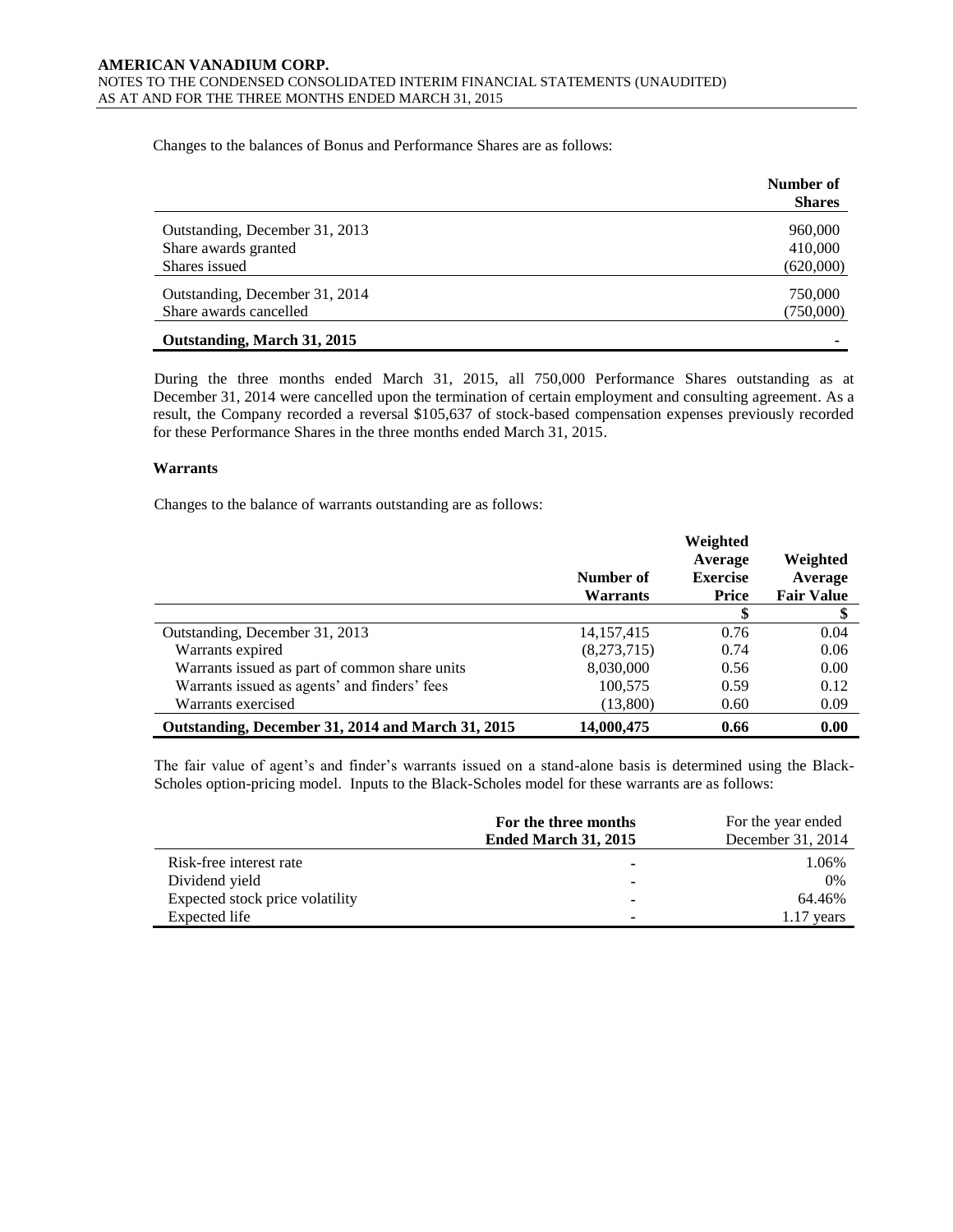Changes to the balances of Bonus and Performance Shares are as follows:

| | Number of Shares |
|---|---|
| Outstanding, December 31, 2013 | 960,000 |
| Share awards granted | 410,000 |
| Shares issued | (620,000) |
| Outstanding, December 31, 2014 | 750,000 |
| Share awards cancelled | (750,000) |
| **Outstanding, March 31, 2015** | **-** |

During the three months ended March 31, 2015, all 750,000 Performance Shares outstanding as at December 31, 2014 were cancelled upon the termination of certain employment and consulting agreement. As a result, the Company recorded a reversal $105,637 of stock-based compensation expenses previously recorded for these Performance Shares in the three months ended March 31, 2015.

**Warrants**

Changes to the balance of warrants outstanding are as follows:

| | Number of Warrants | Weighted Average Exercise Price | Weighted Average Fair Value |
|---|---|---|---|
| | | $ | $ |
| Outstanding, December 31, 2013 | 14,157,415 | 0.76 | 0.04 |
| Warrants expired | (8,273,715) | 0.74 | 0.06 |
| Warrants issued as part of common share units | 8,030,000 | 0.56 | 0.00 |
| Warrants issued as agents' and finders' fees | 100,575 | 0.59 | 0.12 |
| Warrants exercised | (13,800) | 0.60 | 0.09 |
| **Outstanding, December 31, 2014 and March 31, 2015** | **14,000,475** | **0.66** | **0.00** |

The fair value of agent's and finder's warrants issued on a stand-alone basis is determined using the Black-Scholes option-pricing model. Inputs to the Black-Scholes model for these warrants are as follows:

| | **For the three months Ended March 31, 2015** | For the year ended December 31, 2014 |
|---|---|---|
| Risk-free interest rate | - | 1.06% |
| Dividend yield | - | 0% |
| Expected stock price volatility | - | 64.46% |
| Expected life | - | 1.17 years |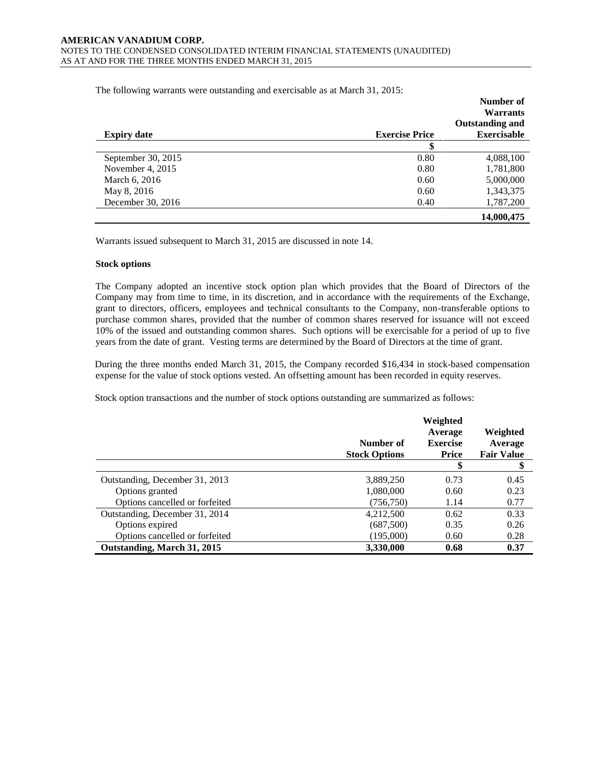The following warrants were outstanding and exercisable as at March 31, 2015:

| Expiry date | Exercise Price | Number of Warrants Outstanding and Exercisable |
|---|---|---|
| | $ | |
| September 30, 2015 | 0.80 | 4,088,100 |
| November 4, 2015 | 0.80 | 1,781,800 |
| March 6, 2016 | 0.60 | 5,000,000 |
| May 8, 2016 | 0.60 | 1,343,375 |
| December 30, 2016 | 0.40 | 1,787,200 |
| | | **14,000,475** |

Warrants issued subsequent to March 31, 2015 are discussed in note 14.

**Stock options**

The Company adopted an incentive stock option plan which provides that the Board of Directors of the Company may from time to time, in its discretion, and in accordance with the requirements of the Exchange, grant to directors, officers, employees and technical consultants to the Company, non-transferable options to purchase common shares, provided that the number of common shares reserved for issuance will not exceed 10% of the issued and outstanding common shares. Such options will be exercisable for a period of up to five years from the date of grant. Vesting terms are determined by the Board of Directors at the time of grant.

During the three months ended March 31, 2015, the Company recorded $16,434 in stock-based compensation expense for the value of stock options vested. An offsetting amount has been recorded in equity reserves.

Stock option transactions and the number of stock options outstanding are summarized as follows:

| | Number of Stock Options | Weighted Average Exercise Price | Weighted Average Fair Value |
|---|---|---|---|
| | | $ | $ |
| Outstanding, December 31, 2013 | 3,889,250 | 0.73 | 0.45 |
| Options granted | 1,080,000 | 0.60 | 0.23 |
| Options cancelled or forfeited | (756,750) | 1.14 | 0.77 |
| Outstanding, December 31, 2014 | 4,212,500 | 0.62 | 0.33 |
| Options expired | (687,500) | 0.35 | 0.26 |
| Options cancelled or forfeited | (195,000) | 0.60 | 0.28 |
| **Outstanding, March 31, 2015** | **3,330,000** | **0.68** | **0.37** |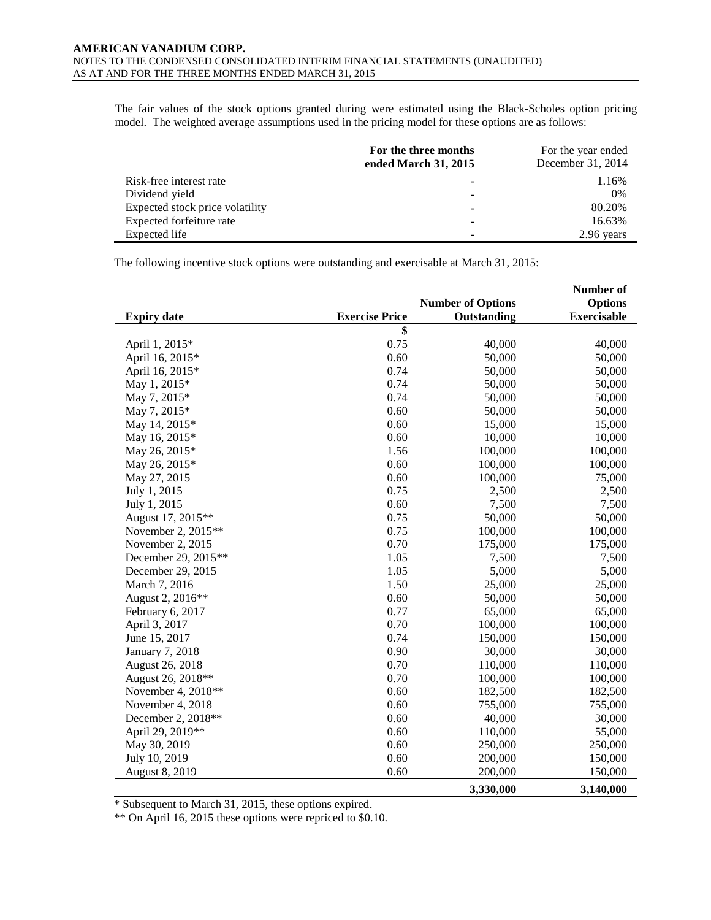The fair values of the stock options granted during were estimated using the Black-Scholes option pricing model. The weighted average assumptions used in the pricing model for these options are as follows:

| | **For the three months ended March 31, 2015** | For the year ended December 31, 2014 |
|---|---|---|
| Risk-free interest rate | - | 1.16% |
| Dividend yield | - | 0% |
| Expected stock price volatility | - | 80.20% |
| Expected forfeiture rate | - | 16.63% |
| Expected life | - | 2.96 years |

The following incentive stock options were outstanding and exercisable at March 31, 2015:

| **Expiry date** | **Exercise Price** | **Number of Options Outstanding** | **Number of Options Exercisable** |
|---|---|---|---|
| | **$** | | |
| April 1, 2015* | 0.75 | 40,000 | 40,000 |
| April 16, 2015* | 0.60 | 50,000 | 50,000 |
| April 16, 2015* | 0.74 | 50,000 | 50,000 |
| May 1, 2015* | 0.74 | 50,000 | 50,000 |
| May 7, 2015* | 0.74 | 50,000 | 50,000 |
| May 7, 2015* | 0.60 | 50,000 | 50,000 |
| May 14, 2015* | 0.60 | 15,000 | 15,000 |
| May 16, 2015* | 0.60 | 10,000 | 10,000 |
| May 26, 2015* | 1.56 | 100,000 | 100,000 |
| May 26, 2015* | 0.60 | 100,000 | 100,000 |
| May 27, 2015 | 0.60 | 100,000 | 75,000 |
| July 1, 2015 | 0.75 | 2,500 | 2,500 |
| July 1, 2015 | 0.60 | 7,500 | 7,500 |
| August 17, 2015** | 0.75 | 50,000 | 50,000 |
| November 2, 2015** | 0.75 | 100,000 | 100,000 |
| November 2, 2015 | 0.70 | 175,000 | 175,000 |
| December 29, 2015** | 1.05 | 7,500 | 7,500 |
| December 29, 2015 | 1.05 | 5,000 | 5,000 |
| March 7, 2016 | 1.50 | 25,000 | 25,000 |
| August 2, 2016** | 0.60 | 50,000 | 50,000 |
| February 6, 2017 | 0.77 | 65,000 | 65,000 |
| April 3, 2017 | 0.70 | 100,000 | 100,000 |
| June 15, 2017 | 0.74 | 150,000 | 150,000 |
| January 7, 2018 | 0.90 | 30,000 | 30,000 |
| August 26, 2018 | 0.70 | 110,000 | 110,000 |
| August 26, 2018** | 0.70 | 100,000 | 100,000 |
| November 4, 2018** | 0.60 | 182,500 | 182,500 |
| November 4, 2018 | 0.60 | 755,000 | 755,000 |
| December 2, 2018** | 0.60 | 40,000 | 30,000 |
| April 29, 2019** | 0.60 | 110,000 | 55,000 |
| May 30, 2019 | 0.60 | 250,000 | 250,000 |
| July 10, 2019 | 0.60 | 200,000 | 150,000 |
| August 8, 2019 | 0.60 | 200,000 | 150,000 |
| | | **3,330,000** | **3,140,000** |

* Subsequent to March 31, 2015, these options expired.

** On April 16, 2015 these options were repriced to $0.10.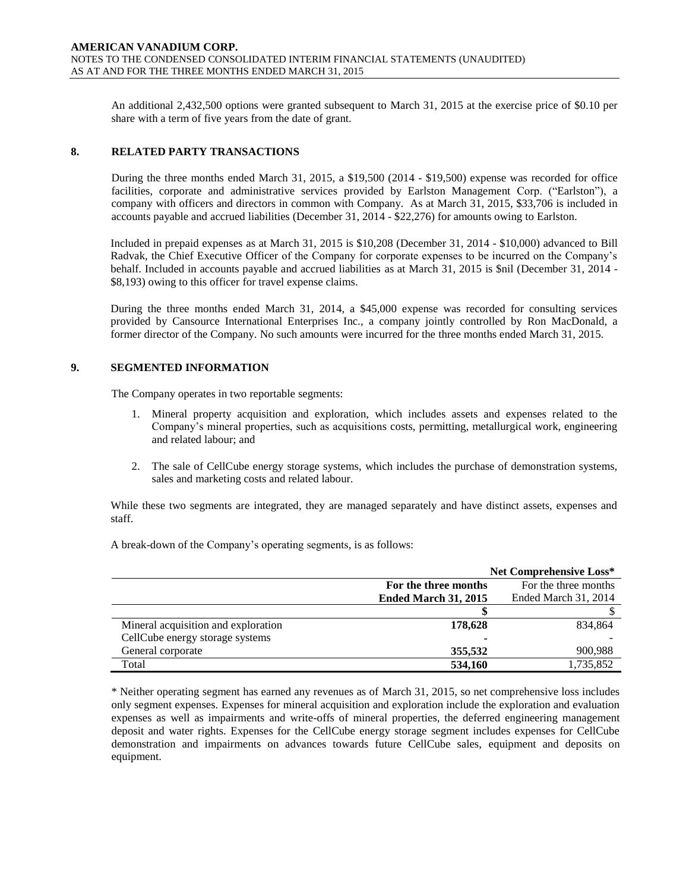An additional 2,432,500 options were granted subsequent to March 31, 2015 at the exercise price of $0.10 per share with a term of five years from the date of grant.

## 8. RELATED PARTY TRANSACTIONS

During the three months ended March 31, 2015, a $19,500 (2014 - $19,500) expense was recorded for office facilities, corporate and administrative services provided by Earlston Management Corp. ("Earlston"), a company with officers and directors in common with Company. As at March 31, 2015, $33,706 is included in accounts payable and accrued liabilities (December 31, 2014 - $22,276) for amounts owing to Earlston.

Included in prepaid expenses as at March 31, 2015 is $10,208 (December 31, 2014 - $10,000) advanced to Bill Radvak, the Chief Executive Officer of the Company for corporate expenses to be incurred on the Company's behalf. Included in accounts payable and accrued liabilities as at March 31, 2015 is $nil (December 31, 2014 - $8,193) owing to this officer for travel expense claims.

During the three months ended March 31, 2014, a $45,000 expense was recorded for consulting services provided by Cansource International Enterprises Inc., a company jointly controlled by Ron MacDonald, a former director of the Company. No such amounts were incurred for the three months ended March 31, 2015.

## 9. SEGMENTED INFORMATION

The Company operates in two reportable segments:

1. Mineral property acquisition and exploration, which includes assets and expenses related to the Company's mineral properties, such as acquisitions costs, permitting, metallurgical work, engineering and related labour; and

2. The sale of CellCube energy storage systems, which includes the purchase of demonstration systems, sales and marketing costs and related labour.

While these two segments are integrated, they are managed separately and have distinct assets, expenses and staff.

A break-down of the Company's operating segments, is as follows:

| | **Net Comprehensive Loss*** | |
|---|---|---|
| | **For the three months Ended March 31, 2015** | For the three months Ended March 31, 2014 |
| | **$** | $ |
| Mineral acquisition and exploration | **178,628** | 834,864 |
| CellCube energy storage systems | **-** | - |
| General corporate | **355,532** | 900,988 |
| Total | **534,160** | 1,735,852 |

* Neither operating segment has earned any revenues as of March 31, 2015, so net comprehensive loss includes only segment expenses. Expenses for mineral acquisition and exploration include the exploration and evaluation expenses as well as impairments and write-offs of mineral properties, the deferred engineering management deposit and water rights. Expenses for the CellCube energy storage segment includes expenses for CellCube demonstration and impairments on advances towards future CellCube sales, equipment and deposits on equipment.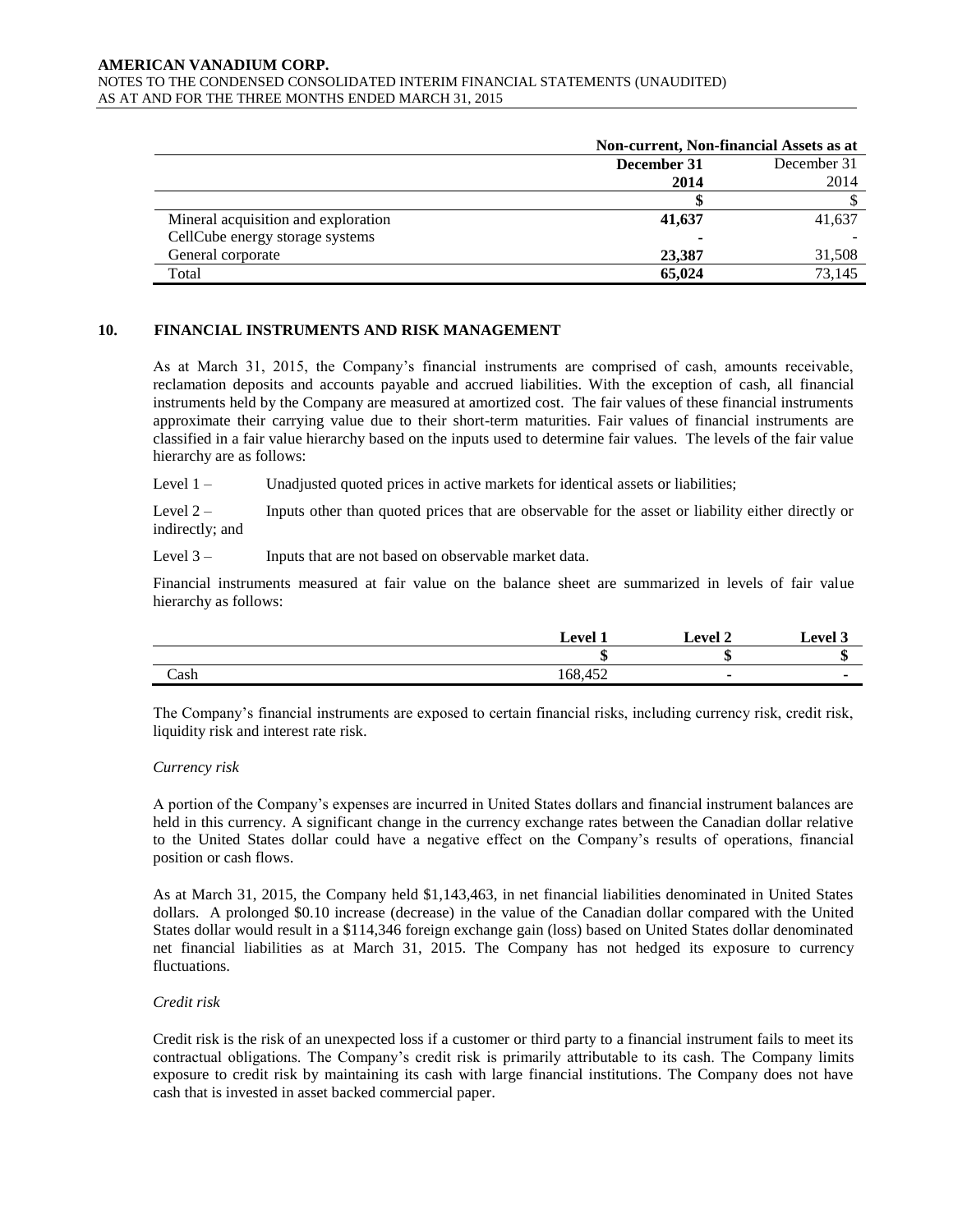| | Non-current, Non-financial Assets as at | |
|---|---|---|
| | **December 31** | December 31 |
| | **2014** | 2014 |
| | **$** | $ |
| Mineral acquisition and exploration | **41,637** | 41,637 |
| CellCube energy storage systems | **-** | - |
| General corporate | **23,387** | 31,508 |
| Total | **65,024** | 73,145 |

## 10. FINANCIAL INSTRUMENTS AND RISK MANAGEMENT

As at March 31, 2015, the Company's financial instruments are comprised of cash, amounts receivable, reclamation deposits and accounts payable and accrued liabilities. With the exception of cash, all financial instruments held by the Company are measured at amortized cost. The fair values of these financial instruments approximate their carrying value due to their short-term maturities. Fair values of financial instruments are classified in a fair value hierarchy based on the inputs used to determine fair values. The levels of the fair value hierarchy are as follows:

Level 1 – Unadjusted quoted prices in active markets for identical assets or liabilities;

Level 2 – Inputs other than quoted prices that are observable for the asset or liability either directly or indirectly; and

Level 3 – Inputs that are not based on observable market data.

Financial instruments measured at fair value on the balance sheet are summarized in levels of fair value hierarchy as follows:

| | Level 1 | Level 2 | Level 3 |
|---|---|---|---|
| | $ | $ | $ |
| Cash | 168,452 | - | - |

The Company's financial instruments are exposed to certain financial risks, including currency risk, credit risk, liquidity risk and interest rate risk.

*Currency risk*

A portion of the Company's expenses are incurred in United States dollars and financial instrument balances are held in this currency. A significant change in the currency exchange rates between the Canadian dollar relative to the United States dollar could have a negative effect on the Company's results of operations, financial position or cash flows.

As at March 31, 2015, the Company held $1,143,463, in net financial liabilities denominated in United States dollars. A prolonged $0.10 increase (decrease) in the value of the Canadian dollar compared with the United States dollar would result in a $114,346 foreign exchange gain (loss) based on United States dollar denominated net financial liabilities as at March 31, 2015. The Company has not hedged its exposure to currency fluctuations.

*Credit risk*

Credit risk is the risk of an unexpected loss if a customer or third party to a financial instrument fails to meet its contractual obligations. The Company's credit risk is primarily attributable to its cash. The Company limits exposure to credit risk by maintaining its cash with large financial institutions. The Company does not have cash that is invested in asset backed commercial paper.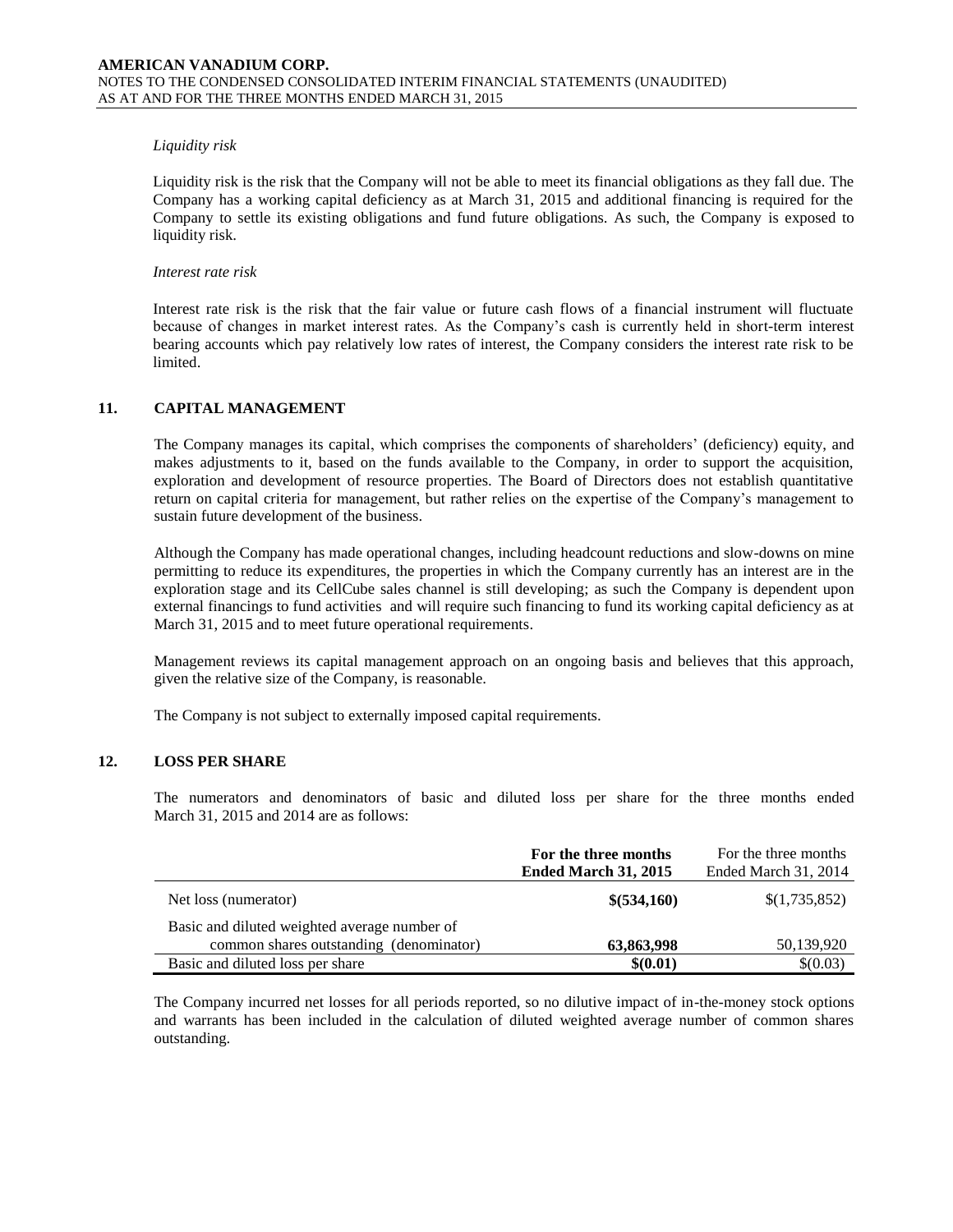*Liquidity risk*

Liquidity risk is the risk that the Company will not be able to meet its financial obligations as they fall due. The Company has a working capital deficiency as at March 31, 2015 and additional financing is required for the Company to settle its existing obligations and fund future obligations. As such, the Company is exposed to liquidity risk.

*Interest rate risk*

Interest rate risk is the risk that the fair value or future cash flows of a financial instrument will fluctuate because of changes in market interest rates. As the Company's cash is currently held in short-term interest bearing accounts which pay relatively low rates of interest, the Company considers the interest rate risk to be limited.

## 11. CAPITAL MANAGEMENT

The Company manages its capital, which comprises the components of shareholders' (deficiency) equity, and makes adjustments to it, based on the funds available to the Company, in order to support the acquisition, exploration and development of resource properties. The Board of Directors does not establish quantitative return on capital criteria for management, but rather relies on the expertise of the Company's management to sustain future development of the business.

Although the Company has made operational changes, including headcount reductions and slow-downs on mine permitting to reduce its expenditures, the properties in which the Company currently has an interest are in the exploration stage and its CellCube sales channel is still developing; as such the Company is dependent upon external financings to fund activities and will require such financing to fund its working capital deficiency as at March 31, 2015 and to meet future operational requirements.

Management reviews its capital management approach on an ongoing basis and believes that this approach, given the relative size of the Company, is reasonable.

The Company is not subject to externally imposed capital requirements.

## 12. LOSS PER SHARE

The numerators and denominators of basic and diluted loss per share for the three months ended March 31, 2015 and 2014 are as follows:

| | **For the three months Ended March 31, 2015** | For the three months Ended March 31, 2014 |
|---|---|---|
| Net loss (numerator) | **$(534,160)** | $(1,735,852) |
| Basic and diluted weighted average number of common shares outstanding (denominator) | **63,863,998** | 50,139,920 |
| Basic and diluted loss per share | **$(0.01)** | $(0.03) |

The Company incurred net losses for all periods reported, so no dilutive impact of in-the-money stock options and warrants has been included in the calculation of diluted weighted average number of common shares outstanding.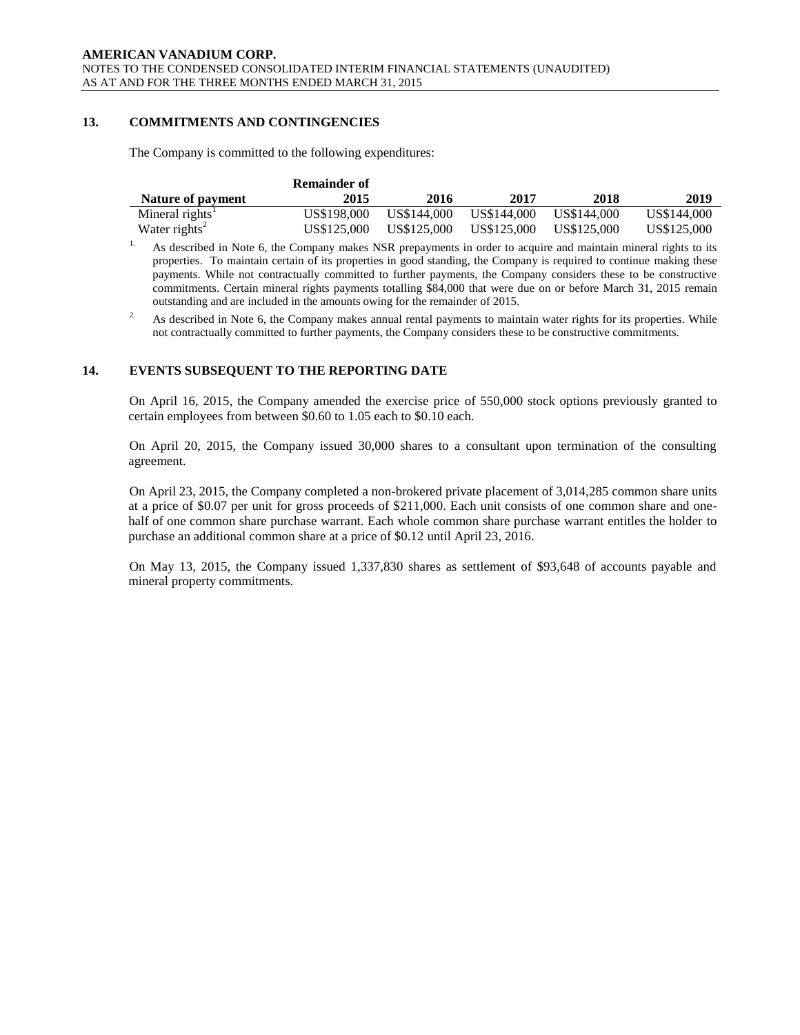## 13. COMMITMENTS AND CONTINGENCIES

The Company is committed to the following expenditures:

| Nature of payment | Remainder of 2015 | 2016 | 2017 | 2018 | 2019 |
|---|---|---|---|---|---|
| Mineral rights[1] | US$198,000 | US$144,000 | US$144,000 | US$144,000 | US$144,000 |
| Water rights[2] | US$125,000 | US$125,000 | US$125,000 | US$125,000 | US$125,000 |

1. As described in Note 6, the Company makes NSR prepayments in order to acquire and maintain mineral rights to its properties. To maintain certain of its properties in good standing, the Company is required to continue making these payments. While not contractually committed to further payments, the Company considers these to be constructive commitments. Certain mineral rights payments totalling $84,000 that were due on or before March 31, 2015 remain outstanding and are included in the amounts owing for the remainder of 2015.

2. As described in Note 6, the Company makes annual rental payments to maintain water rights for its properties. While not contractually committed to further payments, the Company considers these to be constructive commitments.

## 14. EVENTS SUBSEQUENT TO THE REPORTING DATE

On April 16, 2015, the Company amended the exercise price of 550,000 stock options previously granted to certain employees from between $0.60 to 1.05 each to $0.10 each.

On April 20, 2015, the Company issued 30,000 shares to a consultant upon termination of the consulting agreement.

On April 23, 2015, the Company completed a non-brokered private placement of 3,014,285 common share units at a price of $0.07 per unit for gross proceeds of $211,000. Each unit consists of one common share and one-half of one common share purchase warrant. Each whole common share purchase warrant entitles the holder to purchase an additional common share at a price of $0.12 until April 23, 2016.

On May 13, 2015, the Company issued 1,337,830 shares as settlement of $93,648 of accounts payable and mineral property commitments.